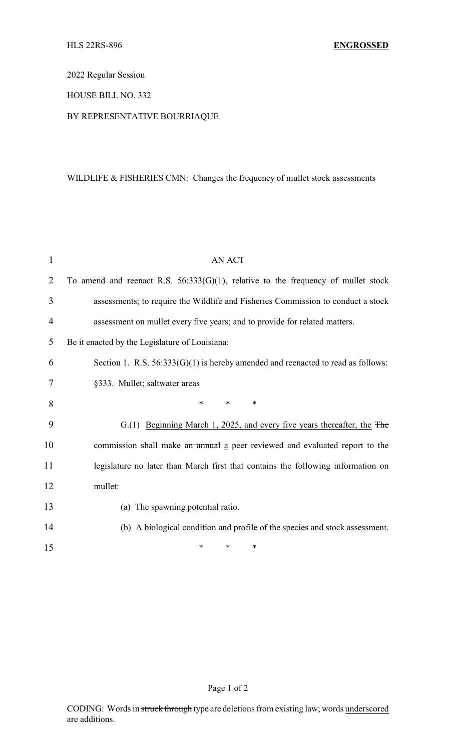HLS 22RS-896 **ENGROSSED**

2022 Regular Session

HOUSE BILL NO. 332

BY REPRESENTATIVE BOURRIAQUE

WILDLIFE & FISHERIES CMN: Changes the frequency of mullet stock assessments

AN ACT

To amend and reenact R.S. 56:333(G)(1), relative to the frequency of mullet stock assessments; to require the Wildlife and Fisheries Commission to conduct a stock assessment on mullet every five years; and to provide for related matters.

Be it enacted by the Legislature of Louisiana:

Section 1. R.S. 56:333(G)(1) is hereby amended and reenacted to read as follows:

§333. Mullet; saltwater areas

\* \* \*

G.(1) <u>Beginning March 1, 2025, and every five years thereafter, the</u> ~~The~~ commission shall make ~~an annual~~ <u>a</u> peer reviewed and evaluated report to the legislature no later than March first that contains the following information on mullet:

(a) The spawning potential ratio.

(b) A biological condition and profile of the species and stock assessment.

\* \* \*

CODING: Words in ~~struck through~~ type are deletions from existing law; words <u>underscored</u> are additions.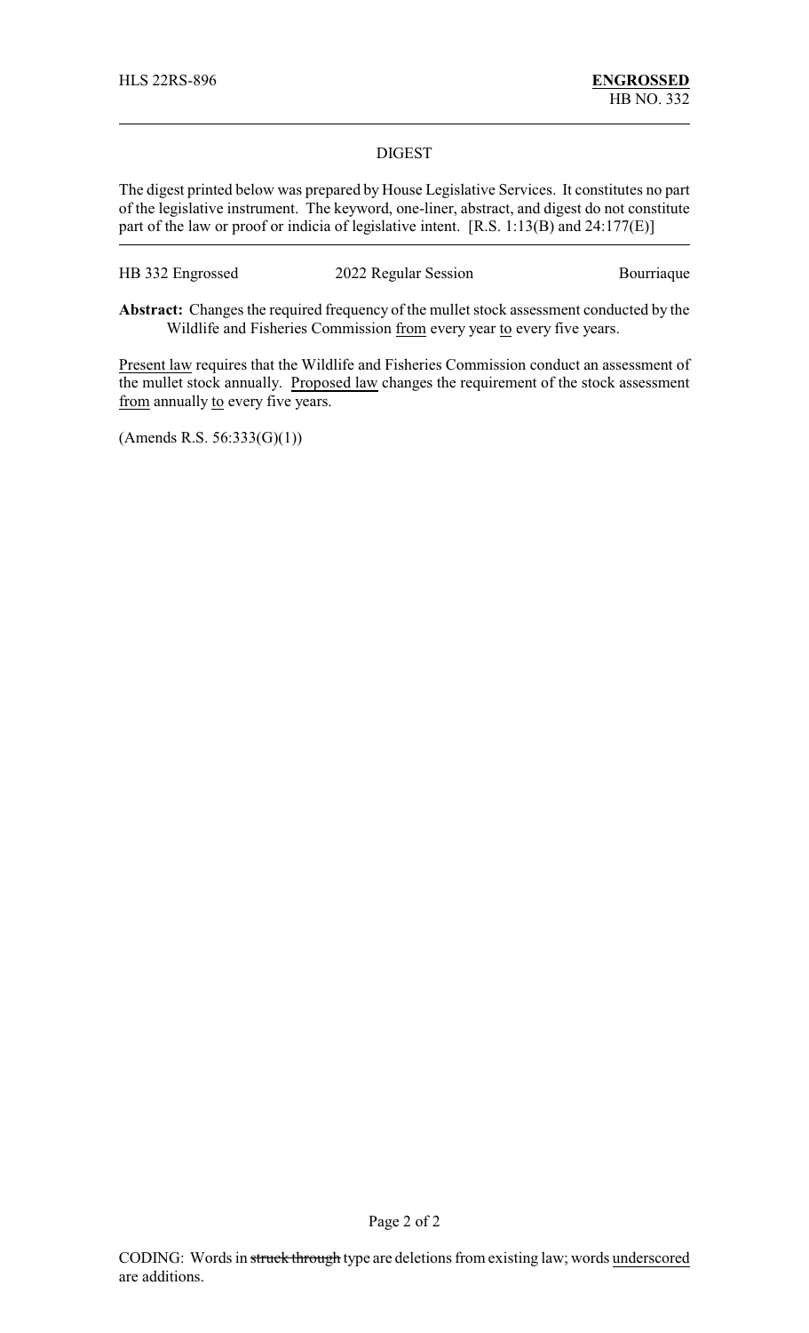HLS 22RS-896 **ENGROSSED**
HB NO. 332

## DIGEST

The digest printed below was prepared by House Legislative Services. It constitutes no part of the legislative instrument. The keyword, one-liner, abstract, and digest do not constitute part of the law or proof or indicia of legislative intent. [R.S. 1:13(B) and 24:177(E)]

HB 332 Engrossed 2022 Regular Session Bourriaque

**Abstract:** Changes the required frequency of the mullet stock assessment conducted by the Wildlife and Fisheries Commission <u>from</u> every year <u>to</u> every five years.

<u>Present law</u> requires that the Wildlife and Fisheries Commission conduct an assessment of the mullet stock annually. <u>Proposed law</u> changes the requirement of the stock assessment <u>from</u> annually <u>to</u> every five years.

(Amends R.S. 56:333(G)(1))

CODING: Words in ~~struck through~~ type are deletions from existing law; words <u>underscored</u> are additions.